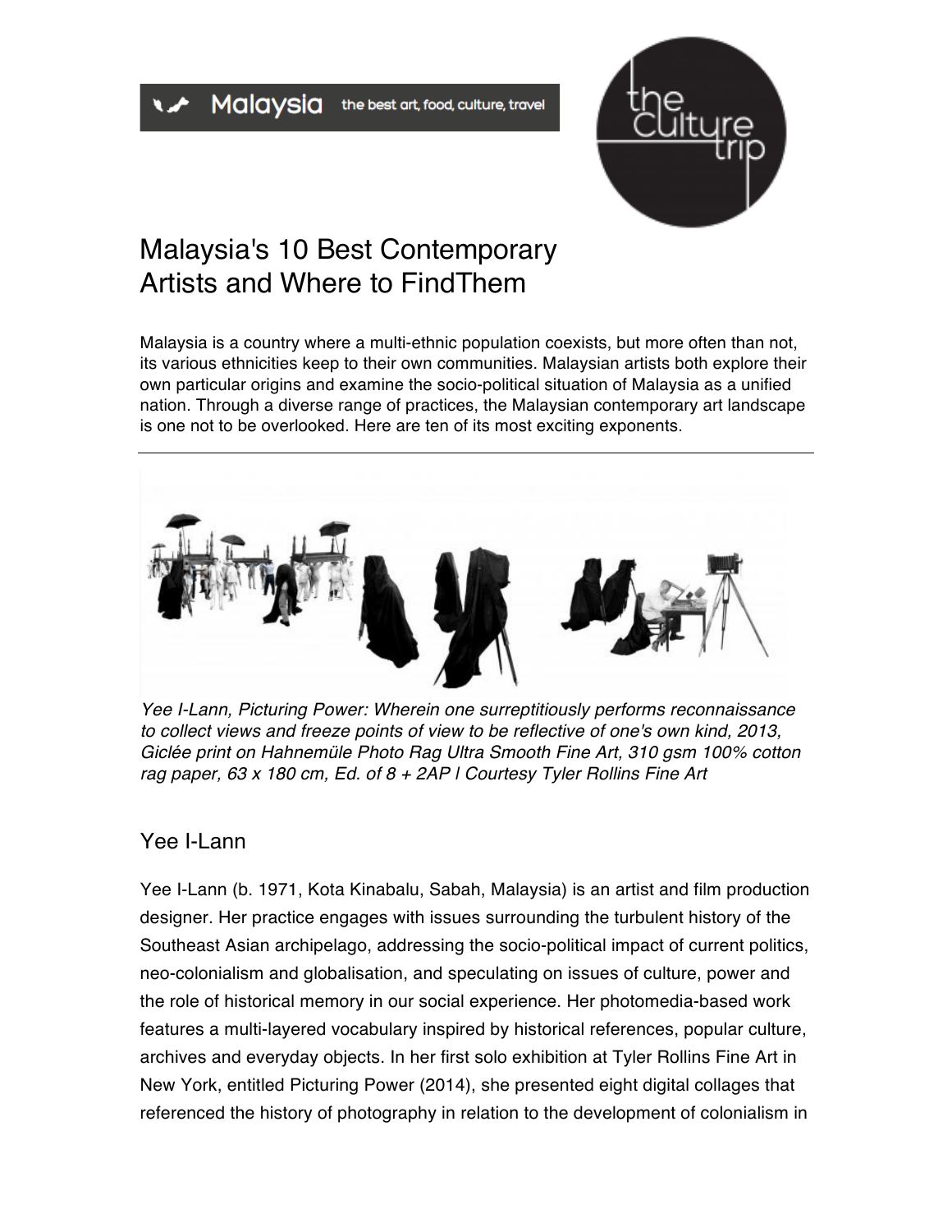Malaysia the best art, food, culture, travel

# Malaysia's 10 Best Contemporary Artists and Where to FindThem

Malaysia is a country where a multi-ethnic population coexists, but more often than not, its various ethnicities keep to their own communities. Malaysian artists both explore their own particular origins and examine the socio-political situation of Malaysia as a unified nation. Through a diverse range of practices, the Malaysian contemporary art landscape is one not to be overlooked. Here are ten of its most exciting exponents.

---

*Yee I-Lann, Picturing Power: Wherein one surreptitiously performs reconnaissance to collect views and freeze points of view to be reflective of one's own kind, 2013, Giclée print on Hahnemüle Photo Rag Ultra Smooth Fine Art, 310 gsm 100% cotton rag paper, 63 x 180 cm, Ed. of 8 + 2AP | Courtesy Tyler Rollins Fine Art*

## Yee I-Lann

Yee I-Lann (b. 1971, Kota Kinabalu, Sabah, Malaysia) is an artist and film production designer. Her practice engages with issues surrounding the turbulent history of the Southeast Asian archipelago, addressing the socio-political impact of current politics, neo-colonialism and globalisation, and speculating on issues of culture, power and the role of historical memory in our social experience. Her photomedia-based work features a multi-layered vocabulary inspired by historical references, popular culture, archives and everyday objects. In her first solo exhibition at Tyler Rollins Fine Art in New York, entitled Picturing Power (2014), she presented eight digital collages that referenced the history of photography in relation to the development of colonialism in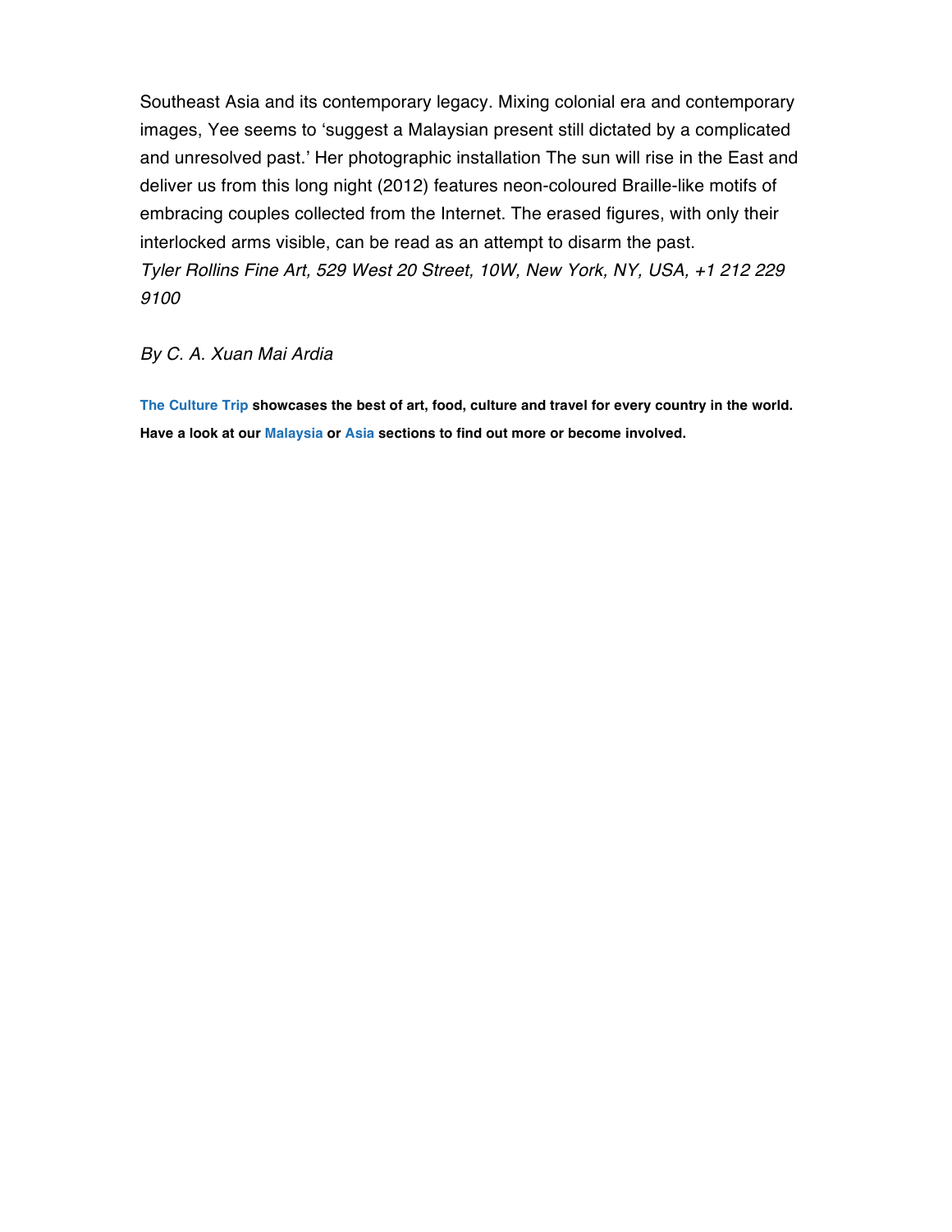Southeast Asia and its contemporary legacy. Mixing colonial era and contemporary images, Yee seems to 'suggest a Malaysian present still dictated by a complicated and unresolved past.' Her photographic installation The sun will rise in the East and deliver us from this long night (2012) features neon-coloured Braille-like motifs of embracing couples collected from the Internet. The erased figures, with only their interlocked arms visible, can be read as an attempt to disarm the past.
*Tyler Rollins Fine Art, 529 West 20 Street, 10W, New York, NY, USA, +1 212 229 9100*

*By C. A. Xuan Mai Ardia*

**The Culture Trip showcases the best of art, food, culture and travel for every country in the world. Have a look at our Malaysia or Asia sections to find out more or become involved.**